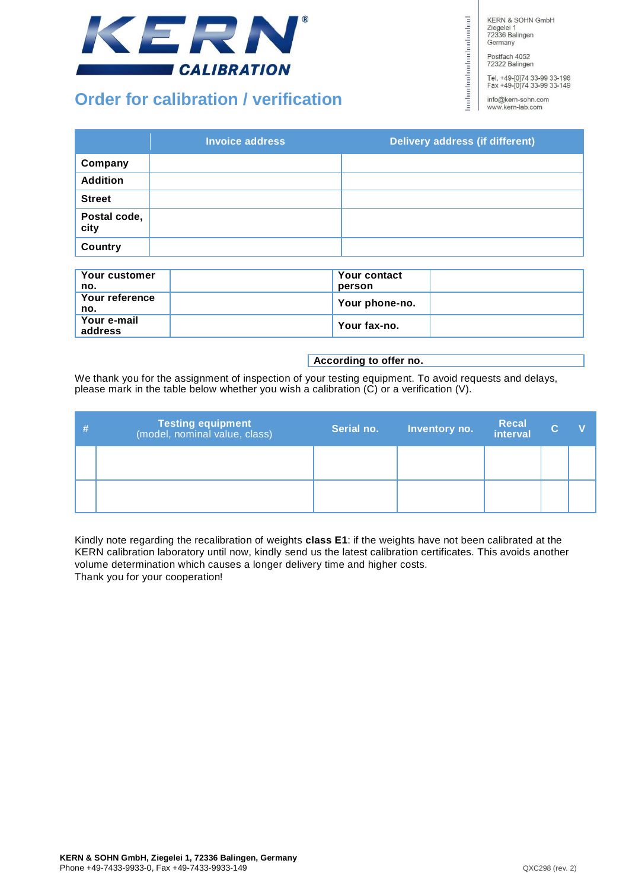KERN® CALIBRATION

KERN & SOHN GmbH
Ziegelei 1
72336 Balingen
Germany

Postfach 4052
72322 Balingen

Tel. +49-[0]74 33-99 33-196
Fax +49-[0]74 33-99 33-149

info@kern-sohn.com
www.kern-lab.com

# Order for calibration / verification

| | Invoice address | Delivery address (if different) |
|---|---|---|
| **Company** | | |
| **Addition** | | |
| **Street** | | |
| **Postal code, city** | | |
| **Country** | | |

| | | | |
|---|---|---|---|
| **Your customer no.** | | **Your contact person** | |
| **Your reference no.** | | **Your phone-no.** | |
| **Your e-mail address** | | **Your fax-no.** | |

**According to offer no.**

We thank you for the assignment of inspection of your testing equipment. To avoid requests and delays, please mark in the table below whether you wish a calibration (C) or a verification (V).

| # | Testing equipment (model, nominal value, class) | Serial no. | Inventory no. | Recal interval | C | V |
|---|---|---|---|---|---|---|
| | | | | | | |
| | | | | | | |

Kindly note regarding the recalibration of weights **class E1**: if the weights have not been calibrated at the KERN calibration laboratory until now, kindly send us the latest calibration certificates. This avoids another volume determination which causes a longer delivery time and higher costs.
Thank you for your cooperation!

**KERN & SOHN GmbH, Ziegelei 1, 72336 Balingen, Germany**
Phone +49-7433-9933-0, Fax +49-7433-9933-149

QXC298 (rev. 2)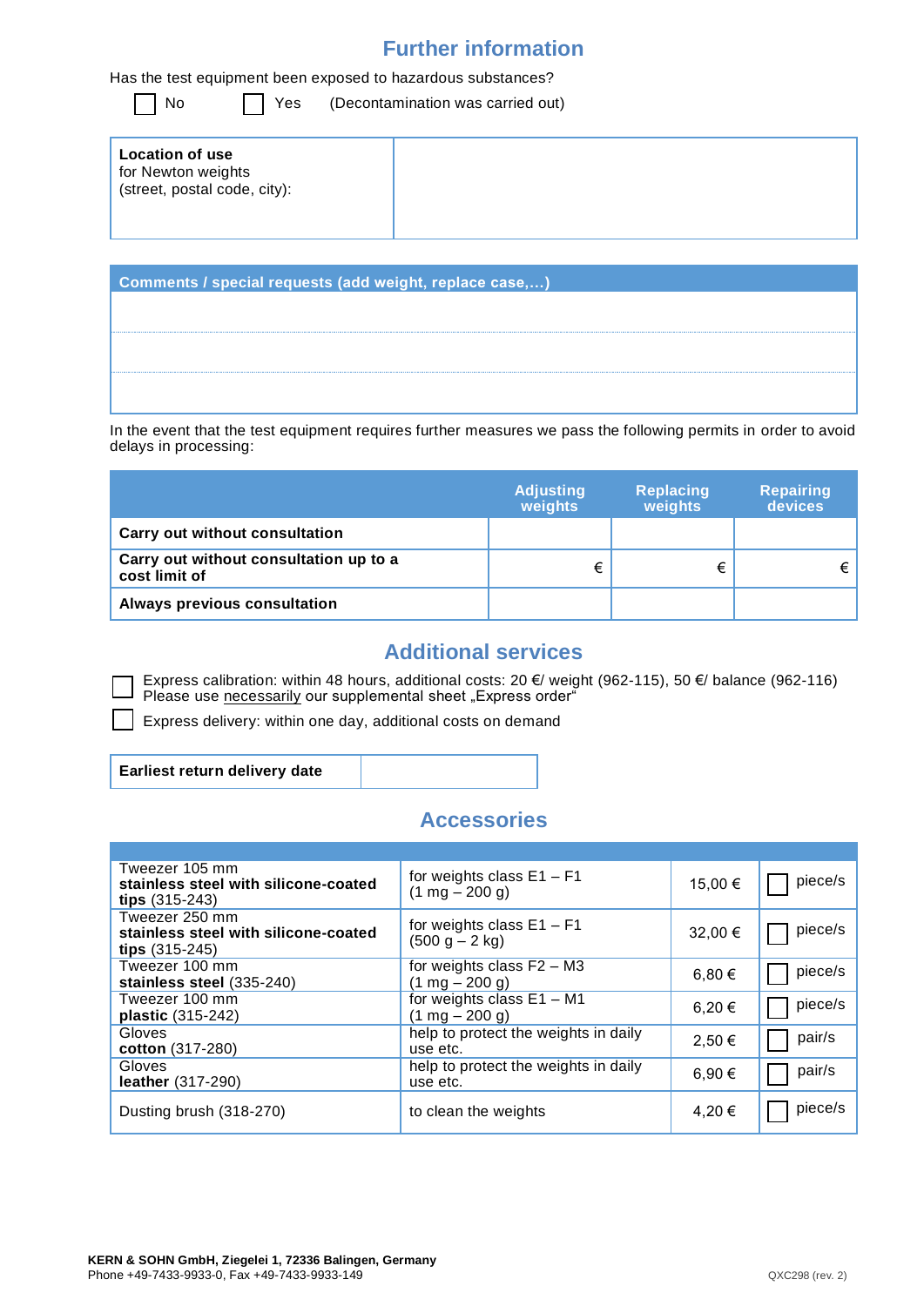## Further information

Has the test equipment been exposed to hazardous substances?

☐ No ☐ Yes (Decontamination was carried out)

| | |
|---|---|
| **Location of use** for Newton weights (street, postal code, city): | |

| **Comments / special requests (add weight, replace case,…)** |
|---|
| |
| |
| |

In the event that the test equipment requires further measures we pass the following permits in order to avoid delays in processing:

| | Adjusting weights | Replacing weights | Repairing devices |
|---|---|---|---|
| **Carry out without consultation** | | | |
| **Carry out without consultation up to a cost limit of** | € | € | € |
| **Always previous consultation** | | | |

## Additional services

☐ Express calibration: within 48 hours, additional costs: 20 €/ weight (962-115), 50 €/ balance (962-116) Please use necessarily our supplemental sheet „Express order"

☐ Express delivery: within one day, additional costs on demand

| | |
|---|---|
| **Earliest return delivery date** | |

## Accessories

| | | | |
|---|---|---|---|
| Tweezer 105 mm **stainless steel with silicone-coated tips** (315-243) | for weights class E1 – F1 (1 mg – 200 g) | 15,00 € | ☐ piece/s |
| Tweezer 250 mm **stainless steel with silicone-coated tips** (315-245) | for weights class E1 – F1 (500 g – 2 kg) | 32,00 € | ☐ piece/s |
| Tweezer 100 mm **stainless steel** (335-240) | for weights class F2 – M3 (1 mg – 200 g) | 6,80 € | ☐ piece/s |
| Tweezer 100 mm **plastic** (315-242) | for weights class E1 – M1 (1 mg – 200 g) | 6,20 € | ☐ piece/s |
| Gloves **cotton** (317-280) | help to protect the weights in daily use etc. | 2,50 € | ☐ pair/s |
| Gloves **leather** (317-290) | help to protect the weights in daily use etc. | 6,90 € | ☐ pair/s |
| Dusting brush (318-270) | to clean the weights | 4,20 € | ☐ piece/s |

**KERN & SOHN GmbH, Ziegelei 1, 72336 Balingen, Germany**
Phone +49-7433-9933-0, Fax +49-7433-9933-149

QXC298 (rev. 2)